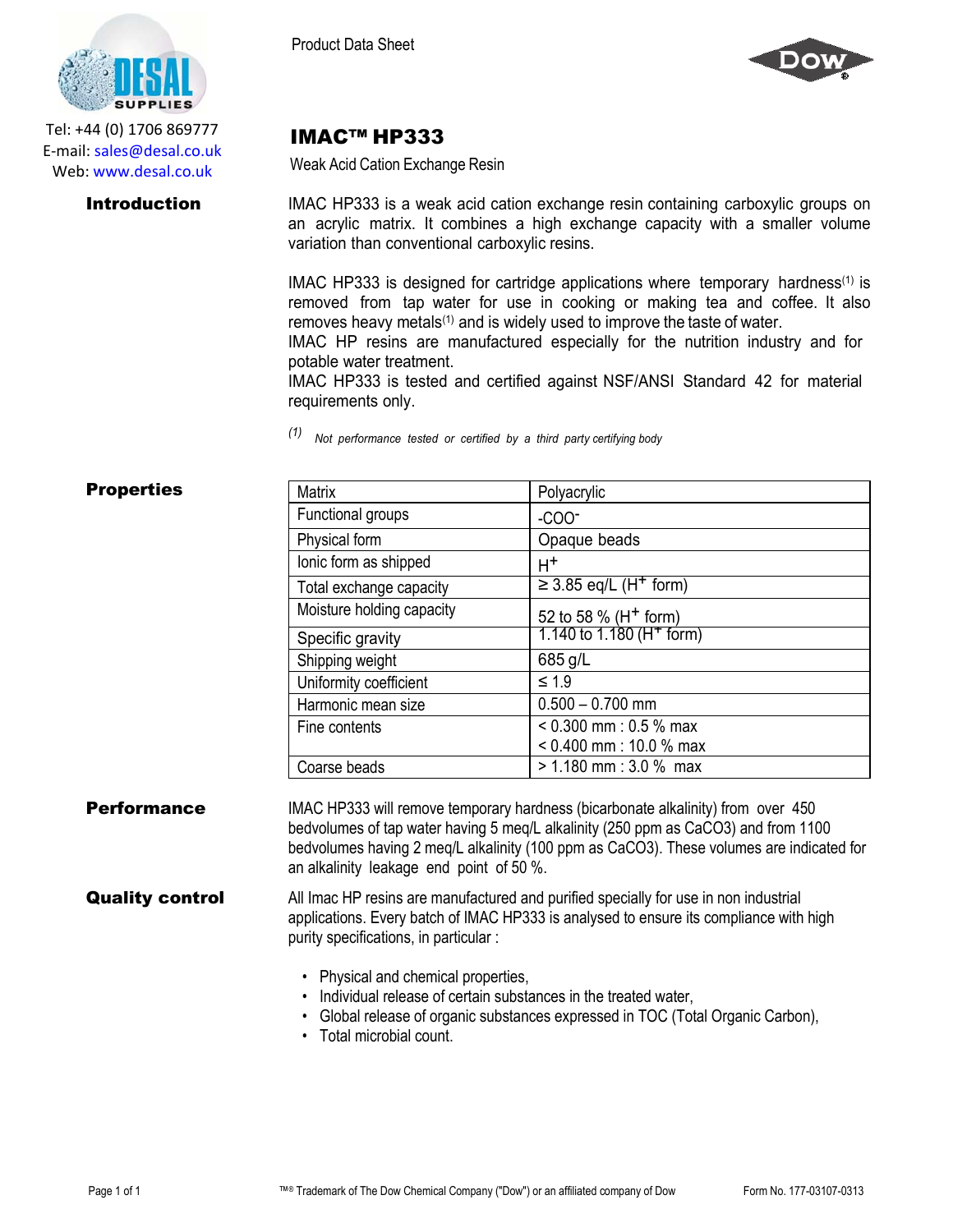Tel: +44 (0) 1706 869777
E-mail: sales@desal.co.uk
Web: www.desal.co.uk

Product Data Sheet

# IMAC™ HP333

Weak Acid Cation Exchange Resin

## Introduction

IMAC HP333 is a weak acid cation exchange resin containing carboxylic groups on an acrylic matrix. It combines a high exchange capacity with a smaller volume variation than conventional carboxylic resins.

IMAC HP333 is designed for cartridge applications where temporary hardness[1] is removed from tap water for use in cooking or making tea and coffee. It also removes heavy metals[1] and is widely used to improve the taste of water.
IMAC HP resins are manufactured especially for the nutrition industry and for potable water treatment.
IMAC HP333 is tested and certified against NSF/ANSI Standard 42 for material requirements only.

*(1) Not performance tested or certified by a third party certifying body*

## Properties

| | |
|---|---|
| Matrix | Polyacrylic |
| Functional groups | $-COO^{-}$ |
| Physical form | Opaque beads |
| Ionic form as shipped | $H^{+}$ |
| Total exchange capacity | ≥ 3.85 eq/L ($H^{+}$ form) |
| Moisture holding capacity | 52 to 58 % ($H^{+}$ form) |
| Specific gravity | 1.140 to 1.180 ($H^{+}$ form) |
| Shipping weight | 685 g/L |
| Uniformity coefficient | ≤ 1.9 |
| Harmonic mean size | 0.500 – 0.700 mm |
| Fine contents | < 0.300 mm : 0.5 % max<br>< 0.400 mm : 10.0 % max |
| Coarse beads | > 1.180 mm : 3.0 % max |

## Performance

IMAC HP333 will remove temporary hardness (bicarbonate alkalinity) from over 450 bedvolumes of tap water having 5 meq/L alkalinity (250 ppm as $CaCO_3$) and from 1100 bedvolumes having 2 meq/L alkalinity (100 ppm as $CaCO_3$). These volumes are indicated for an alkalinity leakage end point of 50 %.

## Quality control

All Imac HP resins are manufactured and purified specially for use in non industrial applications. Every batch of IMAC HP333 is analysed to ensure its compliance with high purity specifications, in particular :

- Physical and chemical properties,
- Individual release of certain substances in the treated water,
- Global release of organic substances expressed in TOC (Total Organic Carbon),
- Total microbial count.

™® Trademark of The Dow Chemical Company ("Dow") or an affiliated company of Dow

Form No. 177-03107-0313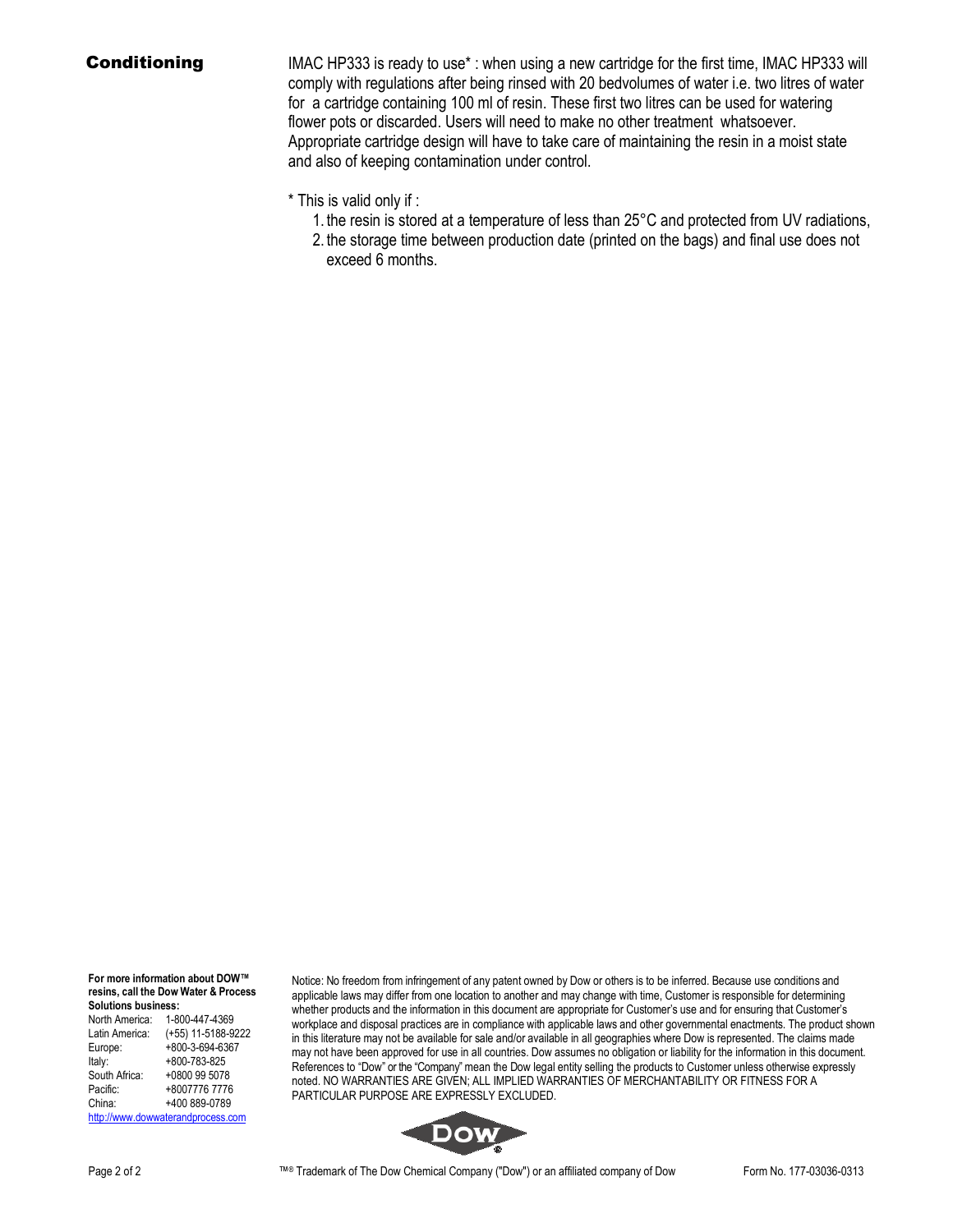## Conditioning

IMAC HP333 is ready to use* : when using a new cartridge for the first time, IMAC HP333 will comply with regulations after being rinsed with 20 bedvolumes of water i.e. two litres of water for a cartridge containing 100 ml of resin. These first two litres can be used for watering flower pots or discarded. Users will need to make no other treatment whatsoever. Appropriate cartridge design will have to take care of maintaining the resin in a moist state and also of keeping contamination under control.

* This is valid only if :

1. the resin is stored at a temperature of less than 25°C and protected from UV radiations,
2. the storage time between production date (printed on the bags) and final use does not exceed 6 months.

**For more information about DOW™ resins, call the Dow Water & Process Solutions business:**

| | |
|---|---|
| North America: | 1-800-447-4369 |
| Latin America: | (+55) 11-5188-9222 |
| Europe: | +800-3-694-6367 |
| Italy: | +800-783-825 |
| South Africa: | +0800 99 5078 |
| Pacific: | +8007776 7776 |
| China: | +400 889-0789 |

http://www.dowwaterandprocess.com

Notice: No freedom from infringement of any patent owned by Dow or others is to be inferred. Because use conditions and applicable laws may differ from one location to another and may change with time, Customer is responsible for determining whether products and the information in this document are appropriate for Customer's use and for ensuring that Customer's workplace and disposal practices are in compliance with applicable laws and other governmental enactments. The product shown in this literature may not be available for sale and/or available in all geographies where Dow is represented. The claims made may not have been approved for use in all countries. Dow assumes no obligation or liability for the information in this document. References to "Dow" or the "Company" mean the Dow legal entity selling the products to Customer unless otherwise expressly noted. NO WARRANTIES ARE GIVEN; ALL IMPLIED WARRANTIES OF MERCHANTABILITY OR FITNESS FOR A PARTICULAR PURPOSE ARE EXPRESSLY EXCLUDED.

™® Trademark of The Dow Chemical Company ("Dow") or an affiliated company of Dow

Form No. 177-03036-0313